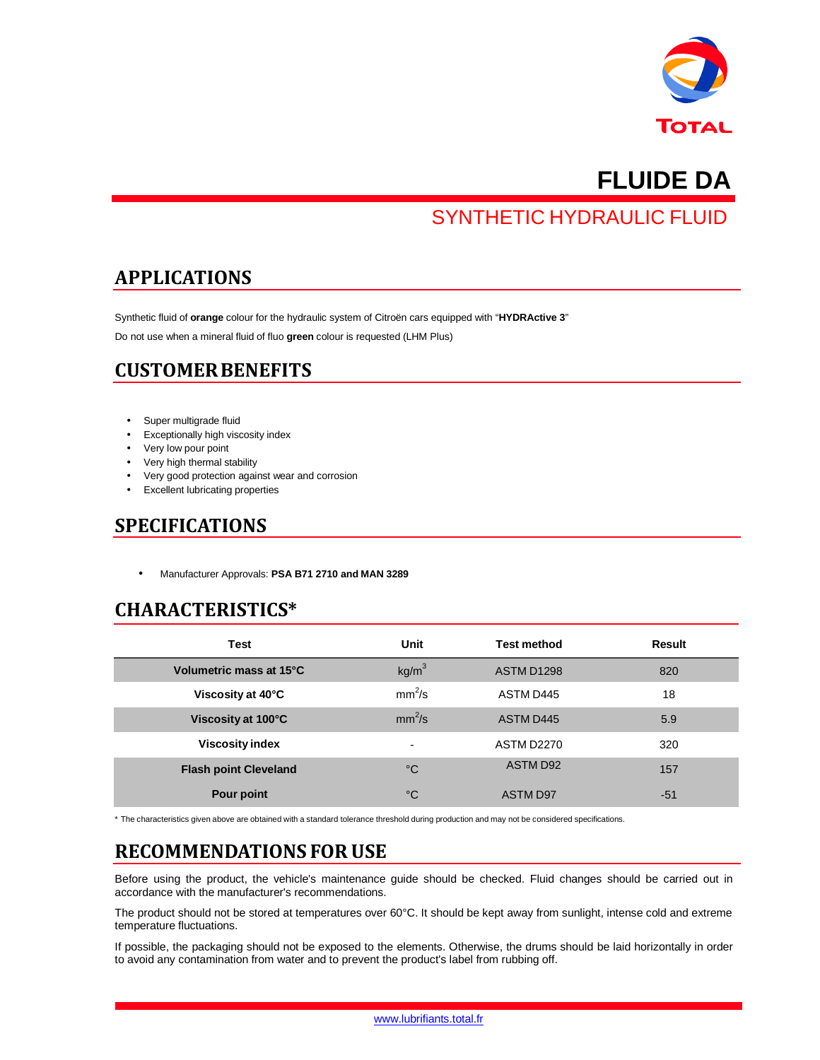# FLUIDE DA

## SYNTHETIC HYDRAULIC FLUID

## APPLICATIONS

Synthetic fluid of **orange** colour for the hydraulic system of Citroën cars equipped with "**HYDRActive 3**"

Do not use when a mineral fluid of fluo **green** colour is requested (LHM Plus)

## CUSTOMER BENEFITS

- Super multigrade fluid
- Exceptionally high viscosity index
- Very low pour point
- Very high thermal stability
- Very good protection against wear and corrosion
- Excellent lubricating properties

## SPECIFICATIONS

- Manufacturer Approvals: **PSA B71 2710 and MAN 3289**

## CHARACTERISTICS*

| Test | Unit | Test method | Result |
|---|---|---|---|
| **Volumetric mass at 15°C** | $kg/m^3$ | ASTM D1298 | 820 |
| **Viscosity at 40°C** | $mm^2/s$ | ASTM D445 | 18 |
| **Viscosity at 100°C** | $mm^2/s$ | ASTM D445 | 5.9 |
| **Viscosity index** | - | ASTM D2270 | 320 |
| **Flash point Cleveland** | °C | ASTM D92 | 157 |
| **Pour point** | °C | ASTM D97 | -51 |

* The characteristics given above are obtained with a standard tolerance threshold during production and may not be considered specifications.

## RECOMMENDATIONS FOR USE

Before using the product, the vehicle's maintenance guide should be checked. Fluid changes should be carried out in accordance with the manufacturer's recommendations.

The product should not be stored at temperatures over 60°C. It should be kept away from sunlight, intense cold and extreme temperature fluctuations.

If possible, the packaging should not be exposed to the elements. Otherwise, the drums should be laid horizontally in order to avoid any contamination from water and to prevent the product's label from rubbing off.

www.lubrifiants.total.fr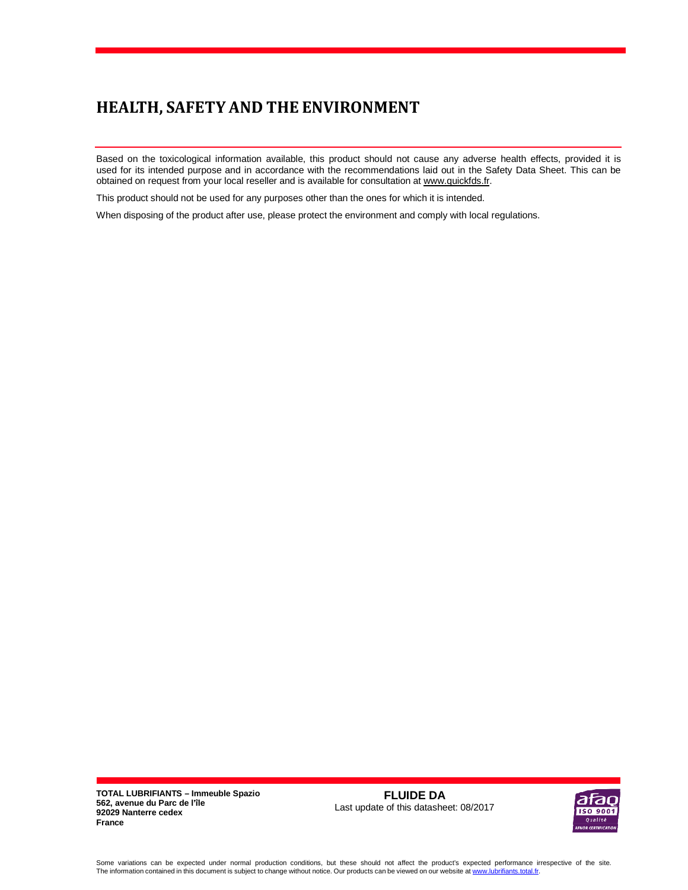# HEALTH, SAFETY AND THE ENVIRONMENT

Based on the toxicological information available, this product should not cause any adverse health effects, provided it is used for its intended purpose and in accordance with the recommendations laid out in the Safety Data Sheet. This can be obtained on request from your local reseller and is available for consultation at www.quickfds.fr.

This product should not be used for any purposes other than the ones for which it is intended.

When disposing of the product after use, please protect the environment and comply with local regulations.